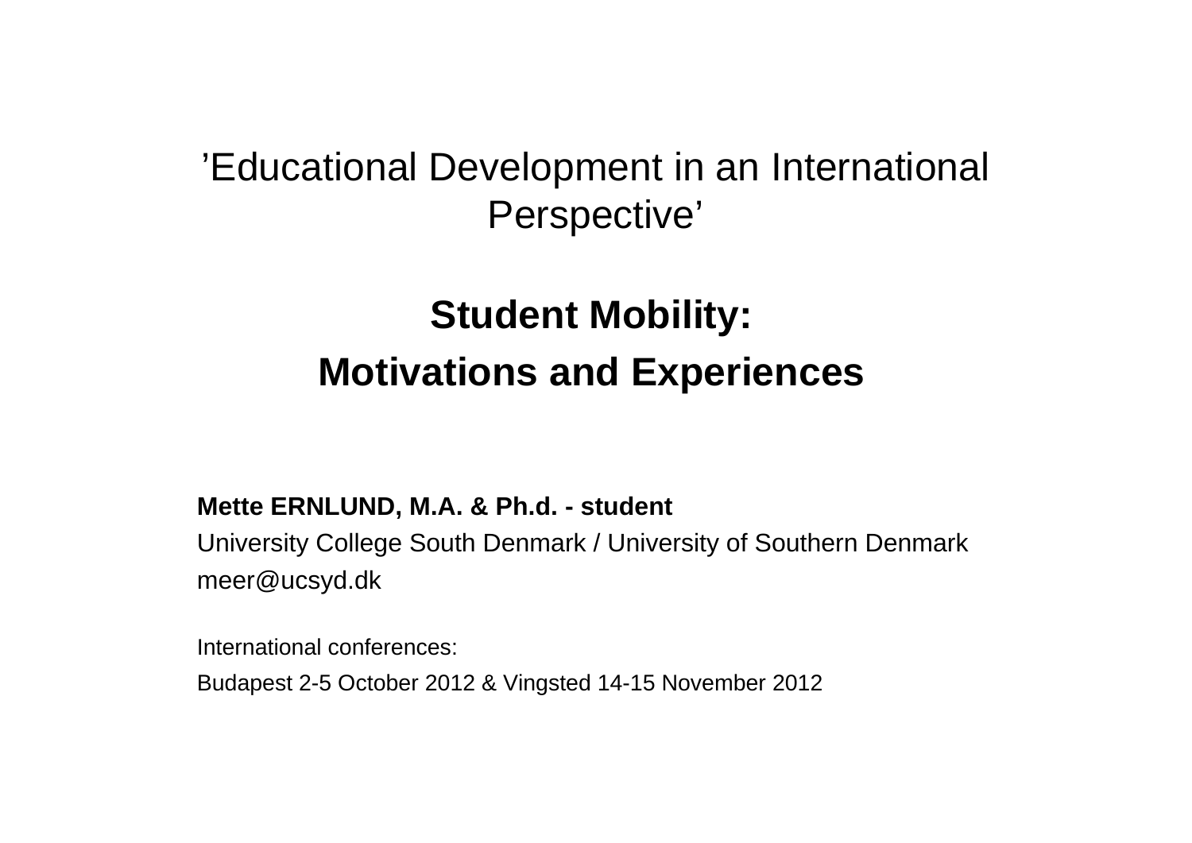’Educational Development in an International Perspective’

# Student Mobility:

# Motivations and Experiences

**Mette ERNLUND, M.A. & Ph.d. - student**

University College South Denmark / University of Southern Denmark

meer@ucsyd.dk

International conferences:

Budapest 2-5 October 2012 & Vingsted 14-15 November 2012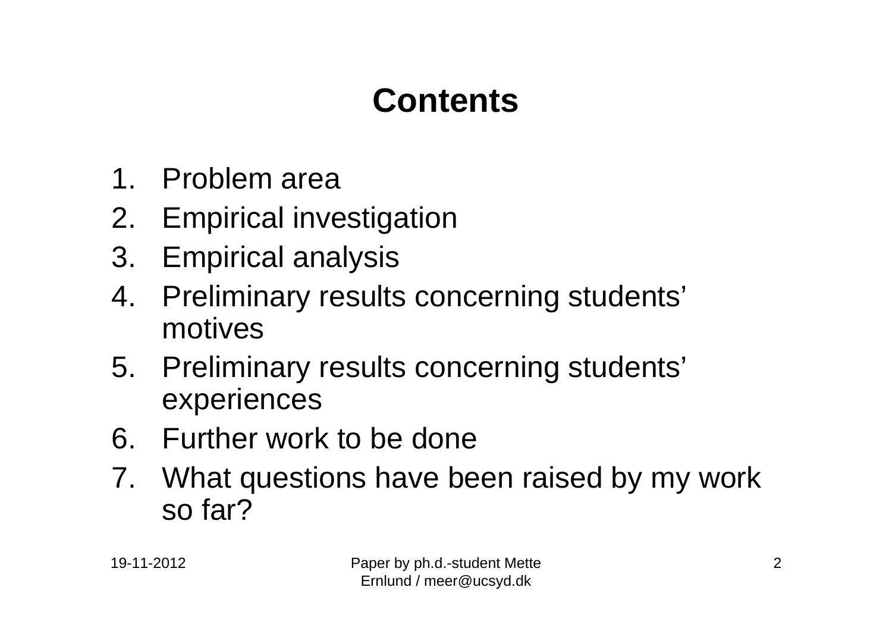# Contents

1. Problem area
2. Empirical investigation
3. Empirical analysis
4. Preliminary results concerning students' motives
5. Preliminary results concerning students' experiences
6. Further work to be done
7. What questions have been raised by my work so far?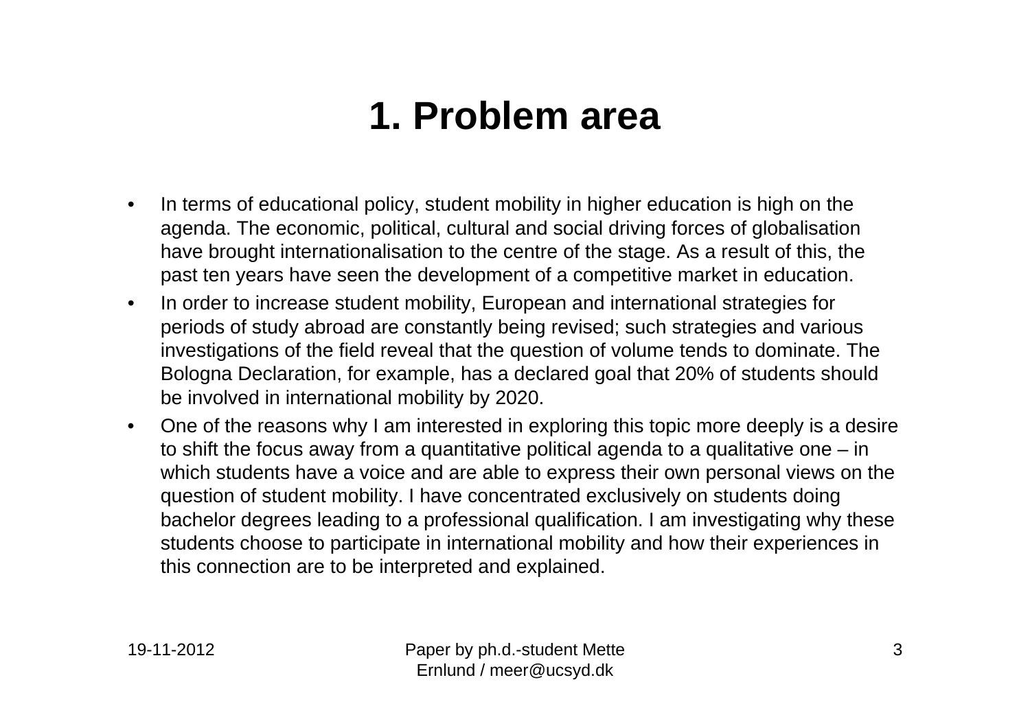# 1. Problem area

- In terms of educational policy, student mobility in higher education is high on the agenda. The economic, political, cultural and social driving forces of globalisation have brought internationalisation to the centre of the stage. As a result of this, the past ten years have seen the development of a competitive market in education.
- In order to increase student mobility, European and international strategies for periods of study abroad are constantly being revised; such strategies and various investigations of the field reveal that the question of volume tends to dominate. The Bologna Declaration, for example, has a declared goal that 20% of students should be involved in international mobility by 2020.
- One of the reasons why I am interested in exploring this topic more deeply is a desire to shift the focus away from a quantitative political agenda to a qualitative one – in which students have a voice and are able to express their own personal views on the question of student mobility. I have concentrated exclusively on students doing bachelor degrees leading to a professional qualification. I am investigating why these students choose to participate in international mobility and how their experiences in this connection are to be interpreted and explained.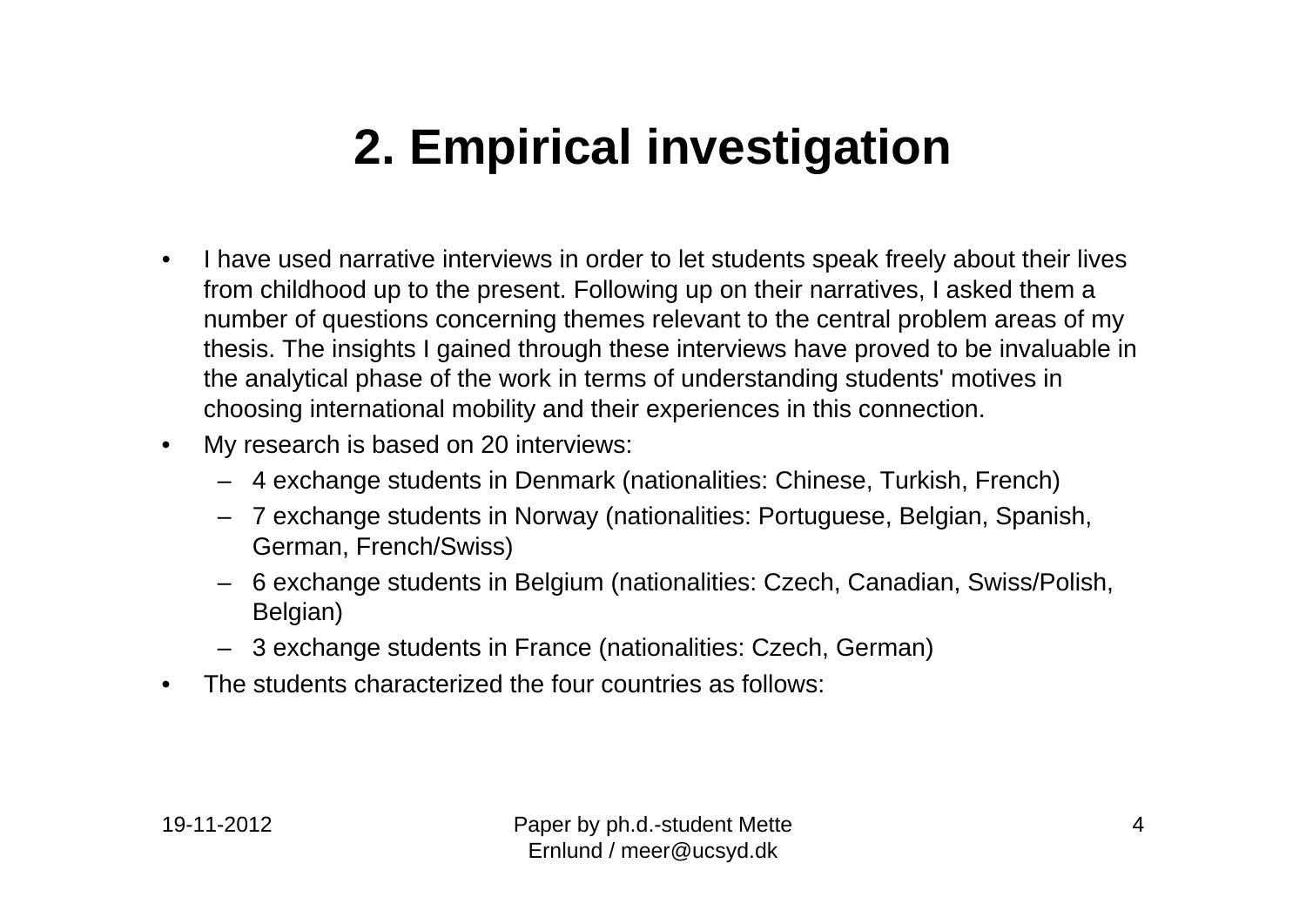# 2. Empirical investigation

- I have used narrative interviews in order to let students speak freely about their lives from childhood up to the present. Following up on their narratives, I asked them a number of questions concerning themes relevant to the central problem areas of my thesis. The insights I gained through these interviews have proved to be invaluable in the analytical phase of the work in terms of understanding students' motives in choosing international mobility and their experiences in this connection.
- My research is based on 20 interviews:
  - 4 exchange students in Denmark (nationalities: Chinese, Turkish, French)
  - 7 exchange students in Norway (nationalities: Portuguese, Belgian, Spanish, German, French/Swiss)
  - 6 exchange students in Belgium (nationalities: Czech, Canadian, Swiss/Polish, Belgian)
  - 3 exchange students in France (nationalities: Czech, German)
- The students characterized the four countries as follows: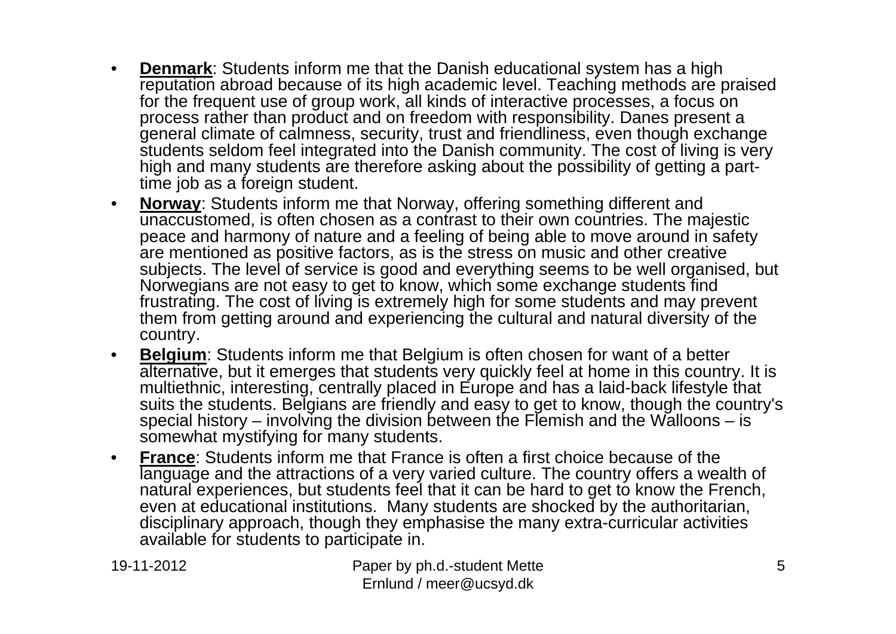- **Denmark**: Students inform me that the Danish educational system has a high reputation abroad because of its high academic level. Teaching methods are praised for the frequent use of group work, all kinds of interactive processes, a focus on process rather than product and on freedom with responsibility. Danes present a general climate of calmness, security, trust and friendliness, even though exchange students seldom feel integrated into the Danish community. The cost of living is very high and many students are therefore asking about the possibility of getting a part-time job as a foreign student.
- **Norway**: Students inform me that Norway, offering something different and unaccustomed, is often chosen as a contrast to their own countries. The majestic peace and harmony of nature and a feeling of being able to move around in safety are mentioned as positive factors, as is the stress on music and other creative subjects. The level of service is good and everything seems to be well organised, but Norwegians are not easy to get to know, which some exchange students find frustrating. The cost of living is extremely high for some students and may prevent them from getting around and experiencing the cultural and natural diversity of the country.
- **Belgium**: Students inform me that Belgium is often chosen for want of a better alternative, but it emerges that students very quickly feel at home in this country. It is multiethnic, interesting, centrally placed in Europe and has a laid-back lifestyle that suits the students. Belgians are friendly and easy to get to know, though the country's special history – involving the division between the Flemish and the Walloons – is somewhat mystifying for many students.
- **France**: Students inform me that France is often a first choice because of the language and the attractions of a very varied culture. The country offers a wealth of natural experiences, but students feel that it can be hard to get to know the French, even at educational institutions. Many students are shocked by the authoritarian, disciplinary approach, though they emphasise the many extra-curricular activities available for students to participate in.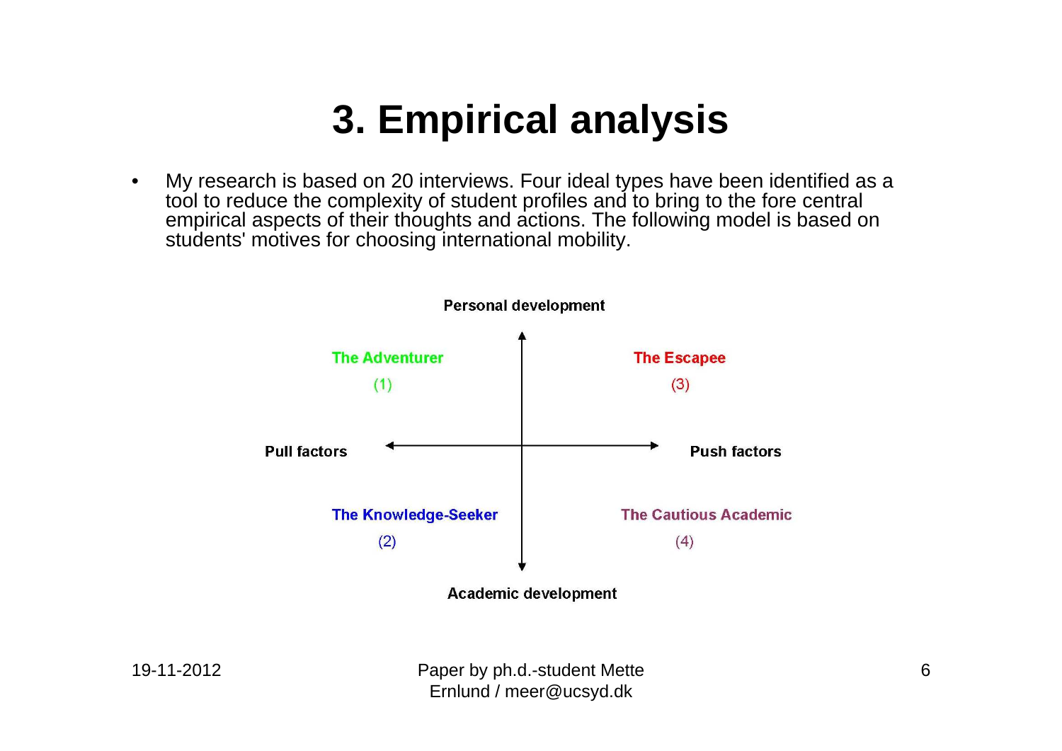# 3. Empirical analysis

- My research is based on 20 interviews. Four ideal types have been identified as a tool to reduce the complexity of student profiles and to bring to the fore central empirical aspects of their thoughts and actions. The following model is based on students' motives for choosing international mobility.

Personal development

The Adventurer
(1)

The Escapee
(3)

Pull factors

Push factors

The Knowledge-Seeker
(2)

The Cautious Academic
(4)

Academic development

19-11-2012

Paper by ph.d.-student Mette Ernlund / meer@ucsyd.dk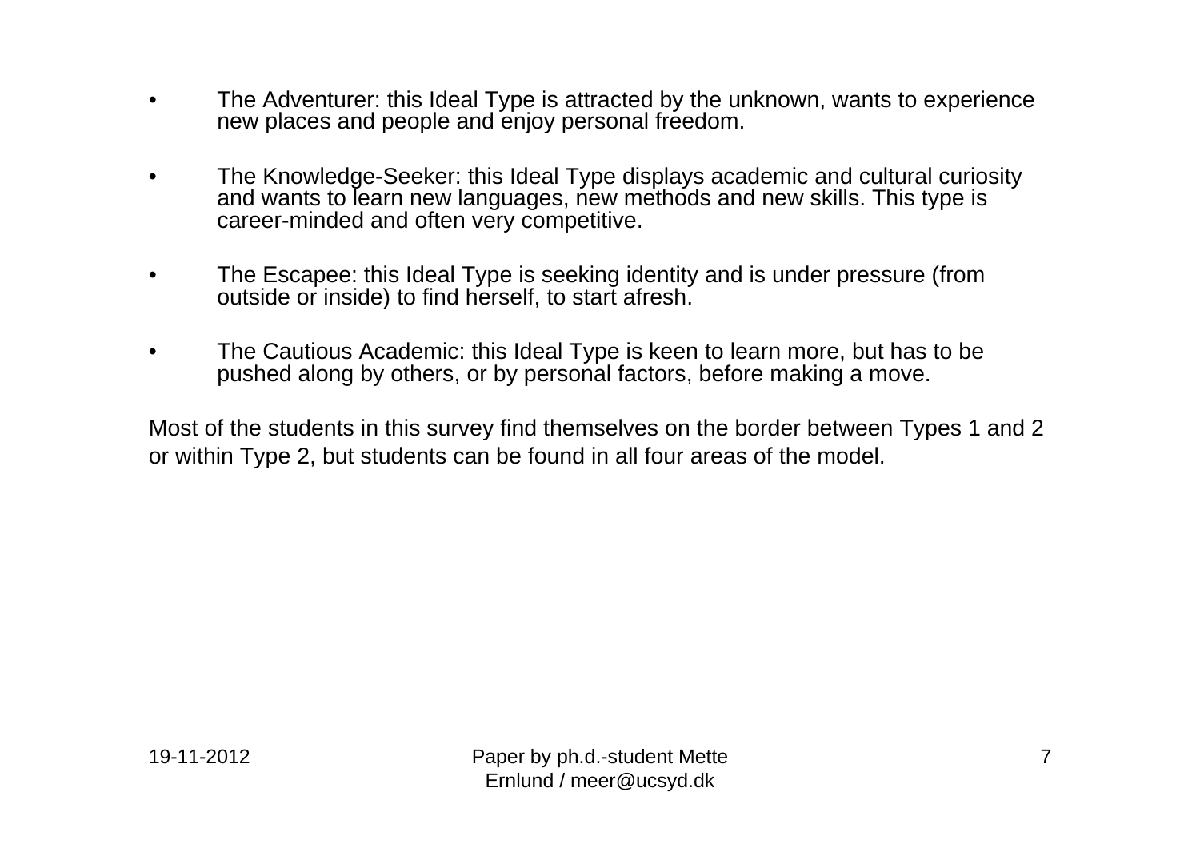- The Adventurer: this Ideal Type is attracted by the unknown, wants to experience new places and people and enjoy personal freedom.

- The Knowledge-Seeker: this Ideal Type displays academic and cultural curiosity and wants to learn new languages, new methods and new skills. This type is career-minded and often very competitive.

- The Escapee: this Ideal Type is seeking identity and is under pressure (from outside or inside) to find herself, to start afresh.

- The Cautious Academic: this Ideal Type is keen to learn more, but has to be pushed along by others, or by personal factors, before making a move.

Most of the students in this survey find themselves on the border between Types 1 and 2 or within Type 2, but students can be found in all four areas of the model.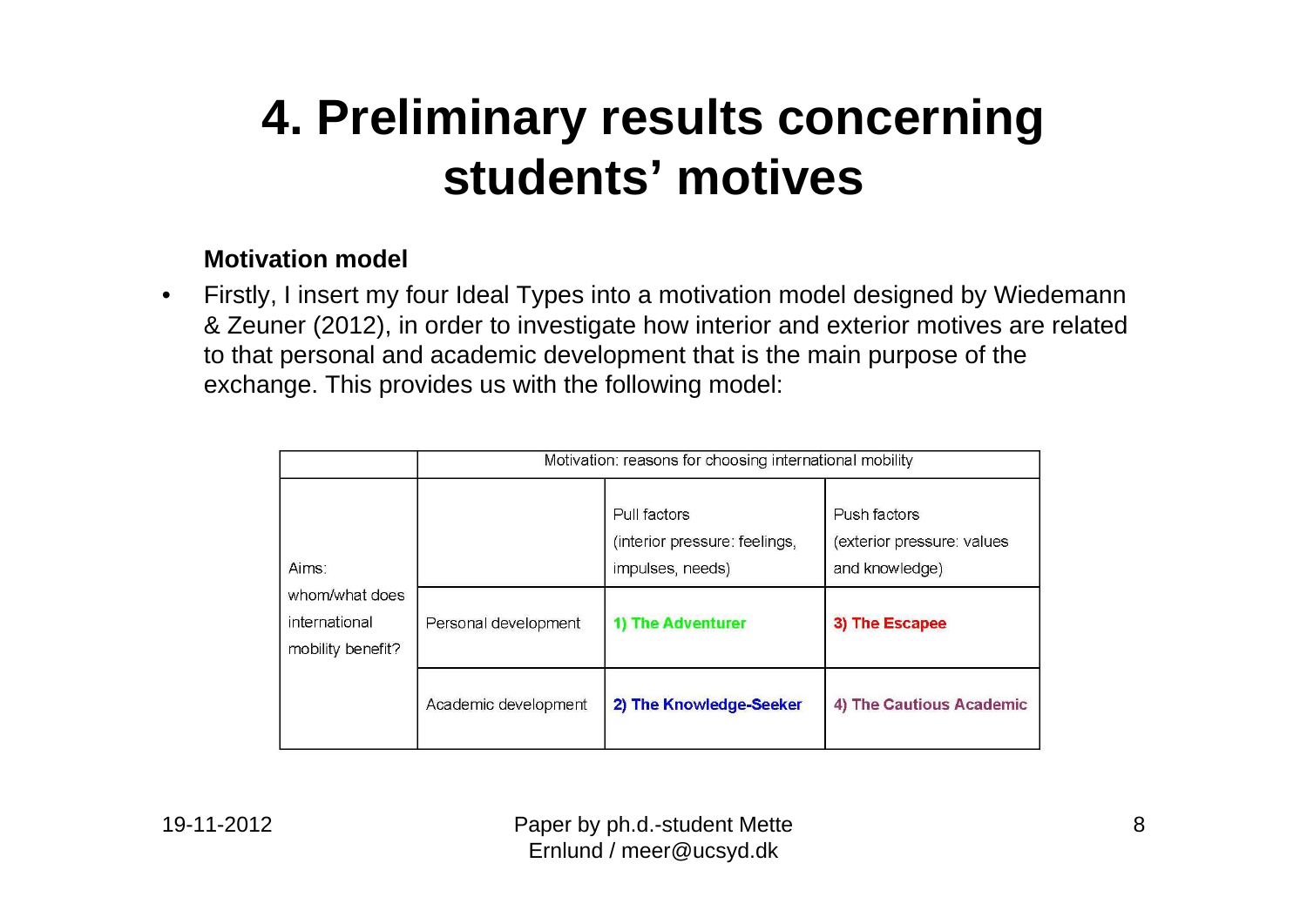# 4. Preliminary results concerning students' motives

**Motivation model**

- Firstly, I insert my four Ideal Types into a motivation model designed by Wiedemann & Zeuner (2012), in order to investigate how interior and exterior motives are related to that personal and academic development that is the main purpose of the exchange. This provides us with the following model:

| | Motivation: reasons for choosing international mobility | | |
|---|---|---|---|
| Aims: whom/what does international mobility benefit? | | Pull factors (interior pressure: feelings, impulses, needs) | Push factors (exterior pressure: values and knowledge) |
| | Personal development | **1) The Adventurer** | **3) The Escapee** |
| | Academic development | **2) The Knowledge-Seeker** | **4) The Cautious Academic** |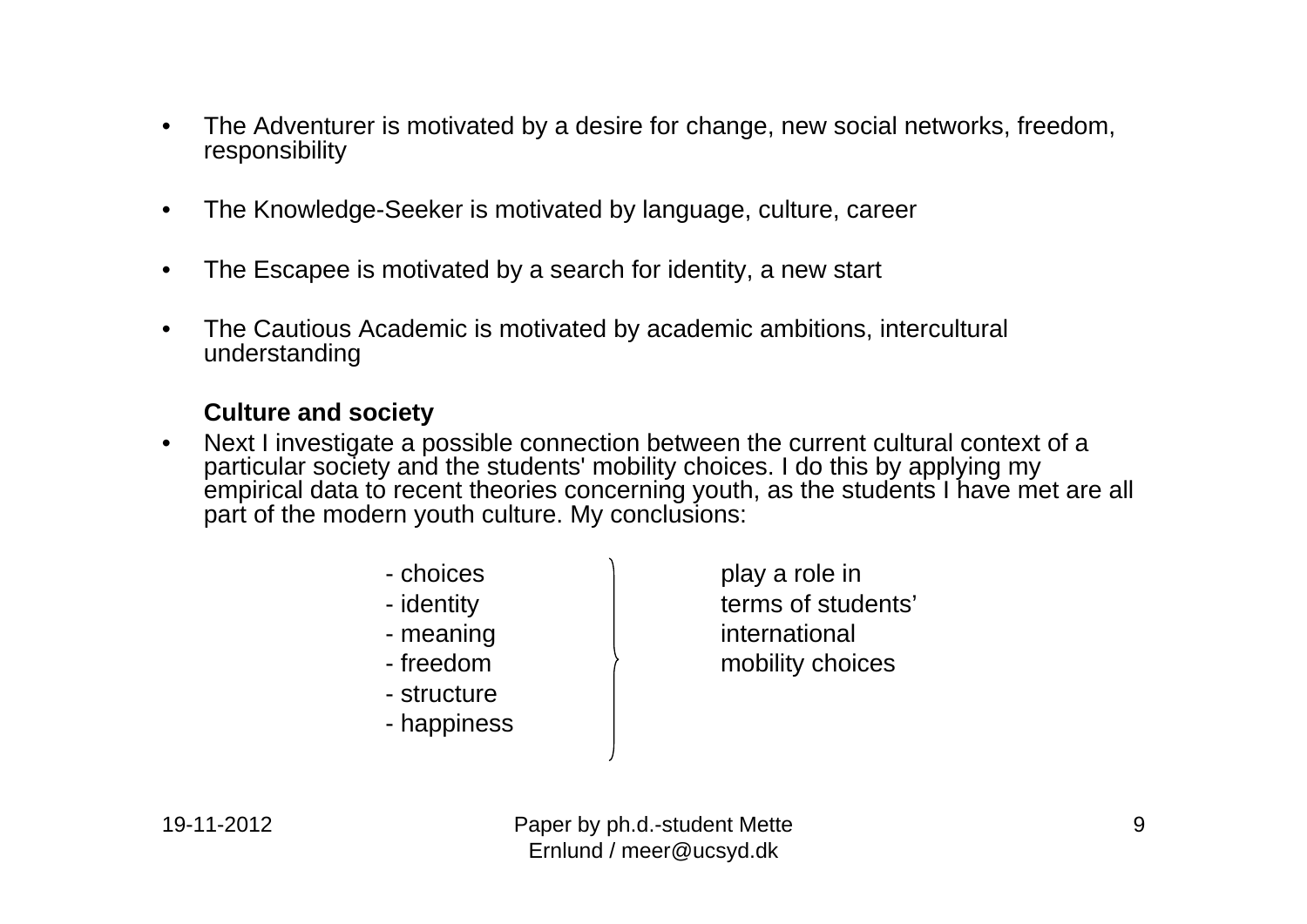- The Adventurer is motivated by a desire for change, new social networks, freedom, responsibility

- The Knowledge-Seeker is motivated by language, culture, career

- The Escapee is motivated by a search for identity, a new start

- The Cautious Academic is motivated by academic ambitions, intercultural understanding

**Culture and society**

- Next I investigate a possible connection between the current cultural context of a particular society and the students' mobility choices. I do this by applying my empirical data to recent theories concerning youth, as the students I have met are all part of the modern youth culture. My conclusions:

- choices
- identity
- meaning
- freedom
- structure
- happiness

} play a role in terms of students' international mobility choices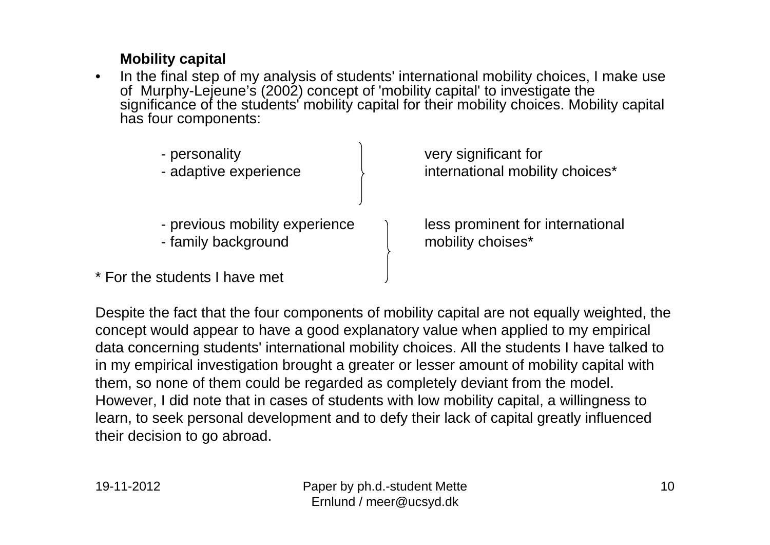**Mobility capital**

- In the final step of my analysis of students' international mobility choices, I make use of Murphy-Lejeune's (2002) concept of 'mobility capital' to investigate the significance of the students' mobility capital for their mobility choices. Mobility capital has four components:

| | |
|---|---|
| - personality<br>- adaptive experience | very significant for international mobility choices* |
| - previous mobility experience<br>- family background | less prominent for international mobility choises* |

\* For the students I have met

Despite the fact that the four components of mobility capital are not equally weighted, the concept would appear to have a good explanatory value when applied to my empirical data concerning students' international mobility choices. All the students I have talked to in my empirical investigation brought a greater or lesser amount of mobility capital with them, so none of them could be regarded as completely deviant from the model. However, I did note that in cases of students with low mobility capital, a willingness to learn, to seek personal development and to defy their lack of capital greatly influenced their decision to go abroad.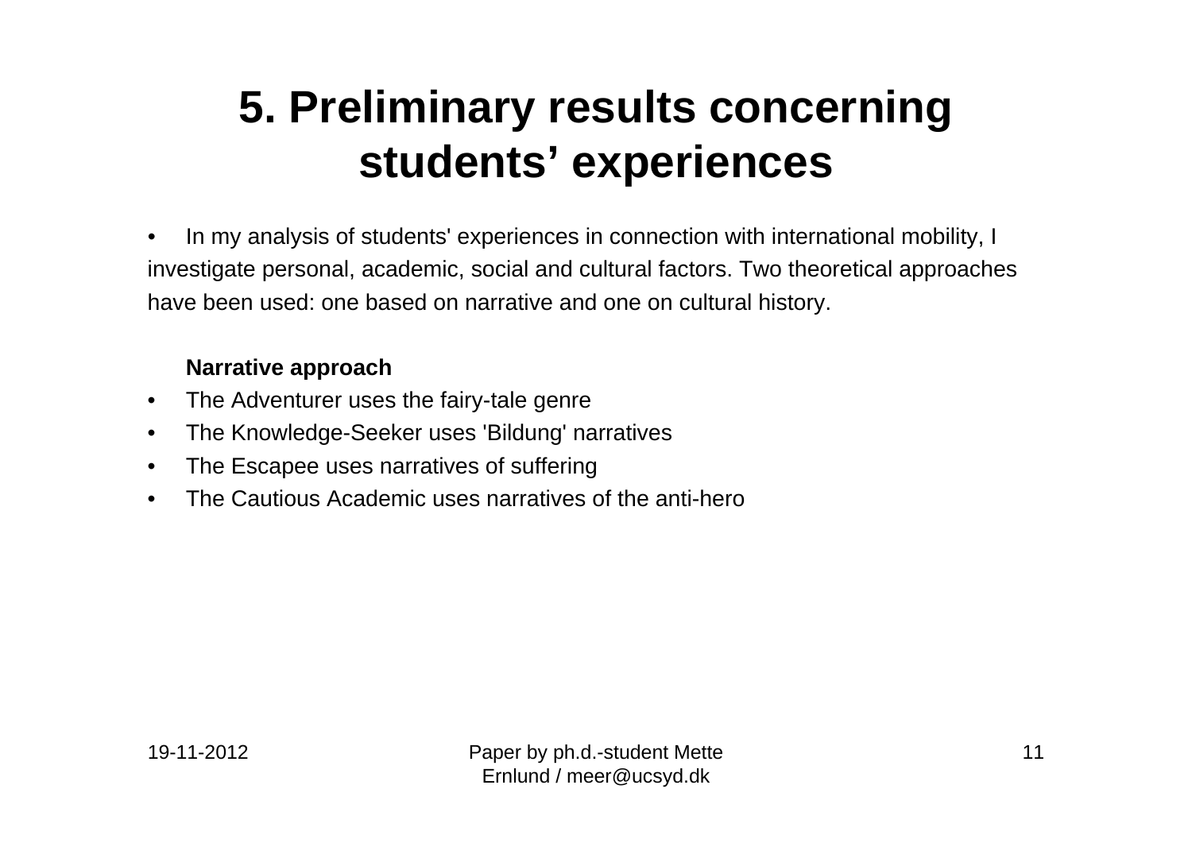# 5. Preliminary results concerning students' experiences

- In my analysis of students' experiences in connection with international mobility, I investigate personal, academic, social and cultural factors. Two theoretical approaches have been used: one based on narrative and one on cultural history.

**Narrative approach**

- The Adventurer uses the fairy-tale genre
- The Knowledge-Seeker uses 'Bildung' narratives
- The Escapee uses narratives of suffering
- The Cautious Academic uses narratives of the anti-hero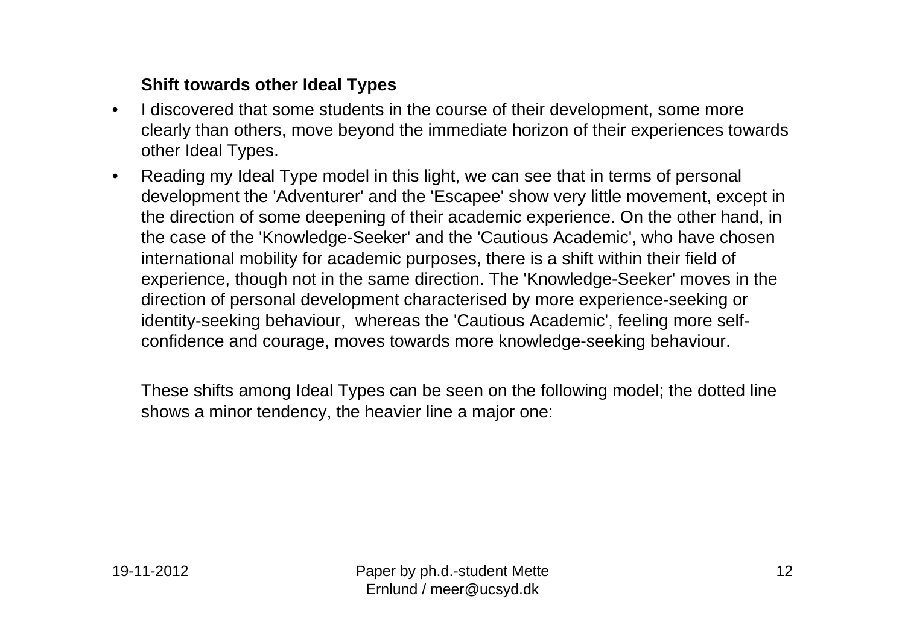**Shift towards other Ideal Types**

- I discovered that some students in the course of their development, some more clearly than others, move beyond the immediate horizon of their experiences towards other Ideal Types.
- Reading my Ideal Type model in this light, we can see that in terms of personal development the 'Adventurer' and the 'Escapee' show very little movement, except in the direction of some deepening of their academic experience. On the other hand, in the case of the 'Knowledge-Seeker' and the 'Cautious Academic', who have chosen international mobility for academic purposes, there is a shift within their field of experience, though not in the same direction. The 'Knowledge-Seeker' moves in the direction of personal development characterised by more experience-seeking or identity-seeking behaviour, whereas the 'Cautious Academic', feeling more self-confidence and courage, moves towards more knowledge-seeking behaviour.

  These shifts among Ideal Types can be seen on the following model; the dotted line shows a minor tendency, the heavier line a major one: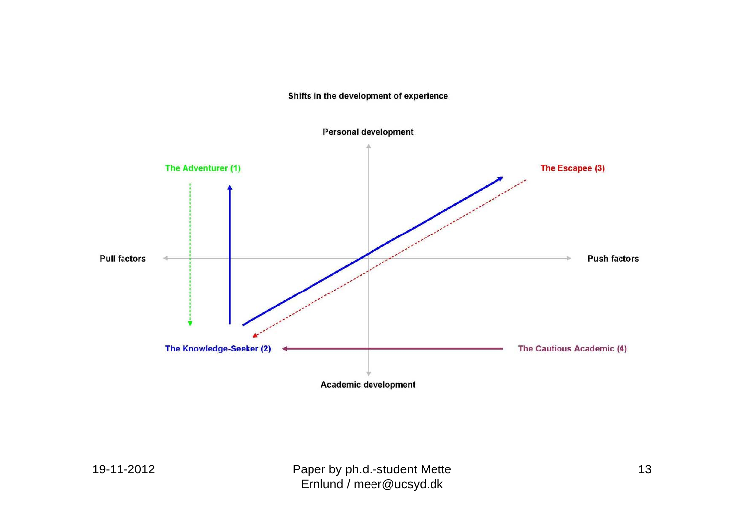Shifts in the development of experience

Personal development

The Adventurer (1)

The Escapee (3)

Pull factors

Push factors

The Knowledge-Seeker (2)

The Cautious Academic (4)

Academic development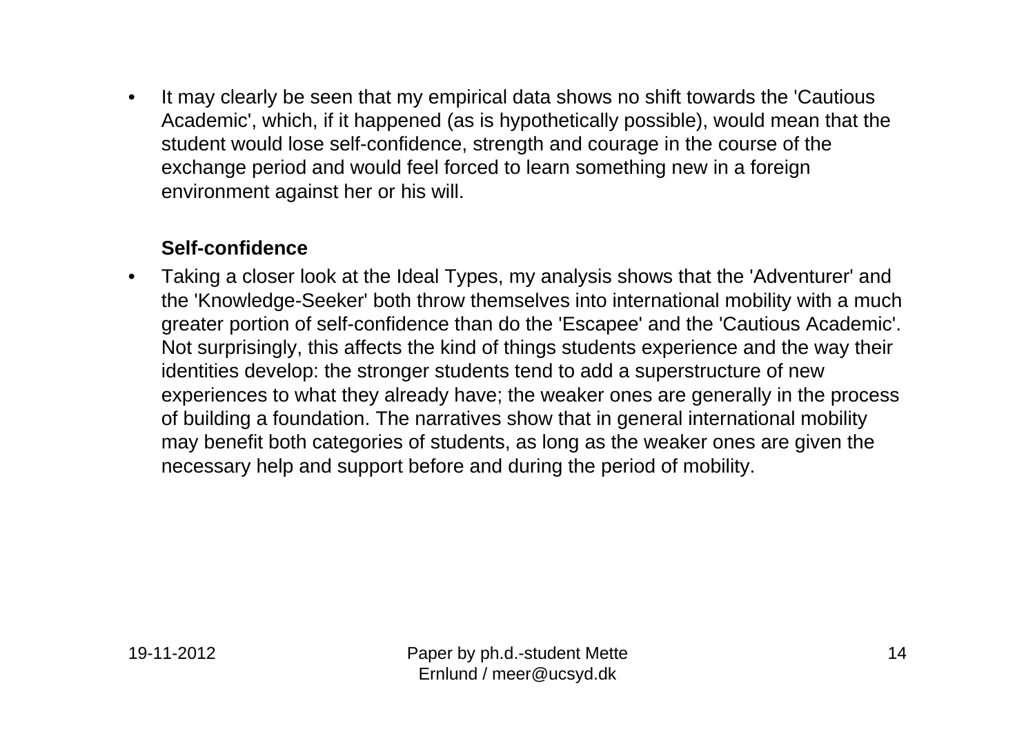- It may clearly be seen that my empirical data shows no shift towards the 'Cautious Academic', which, if it happened (as is hypothetically possible), would mean that the student would lose self-confidence, strength and courage in the course of the exchange period and would feel forced to learn something new in a foreign environment against her or his will.

**Self-confidence**

- Taking a closer look at the Ideal Types, my analysis shows that the 'Adventurer' and the 'Knowledge-Seeker' both throw themselves into international mobility with a much greater portion of self-confidence than do the 'Escapee' and the 'Cautious Academic'. Not surprisingly, this affects the kind of things students experience and the way their identities develop: the stronger students tend to add a superstructure of new experiences to what they already have; the weaker ones are generally in the process of building a foundation. The narratives show that in general international mobility may benefit both categories of students, as long as the weaker ones are given the necessary help and support before and during the period of mobility.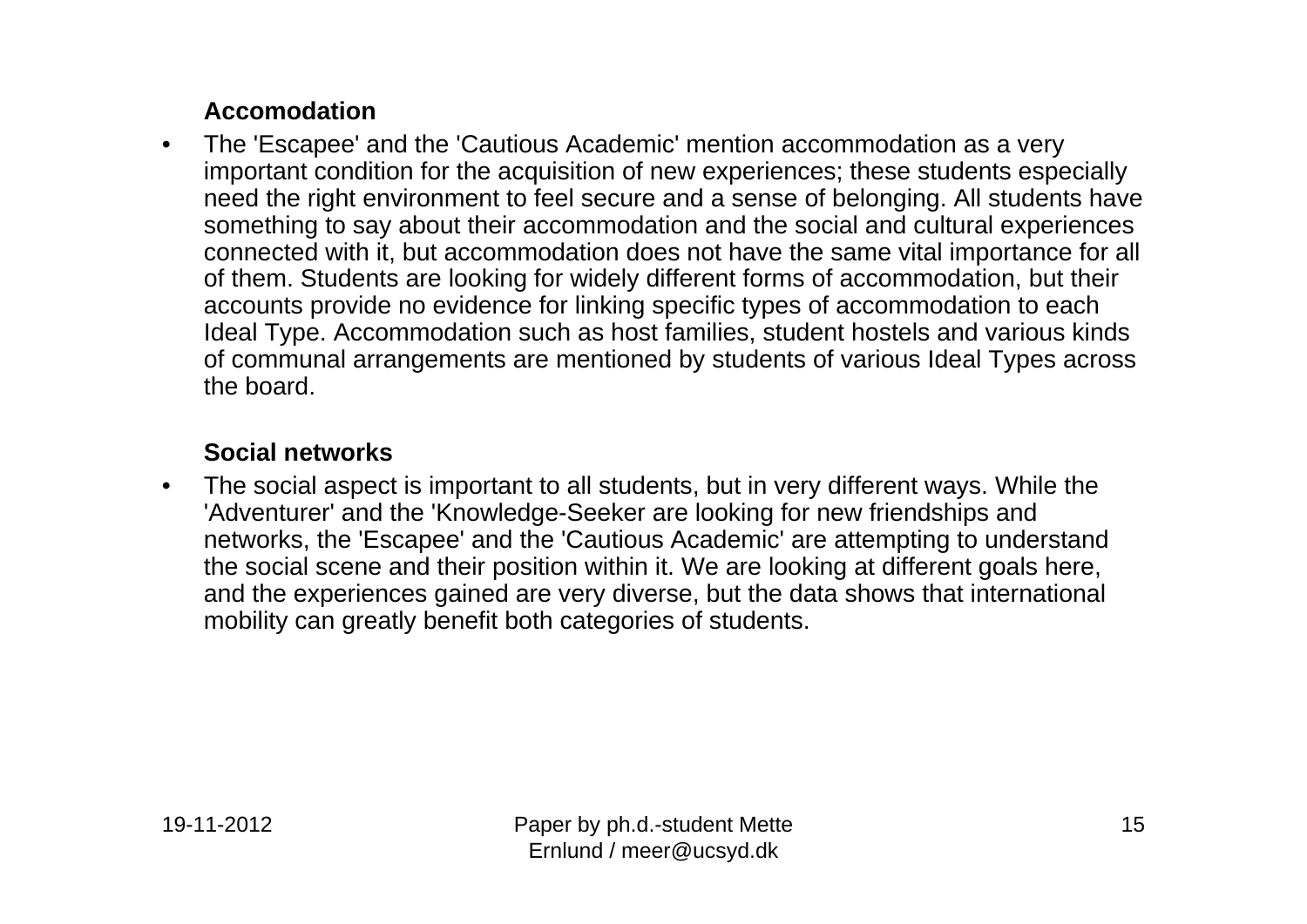**Accomodation**

- The 'Escapee' and the 'Cautious Academic' mention accommodation as a very important condition for the acquisition of new experiences; these students especially need the right environment to feel secure and a sense of belonging. All students have something to say about their accommodation and the social and cultural experiences connected with it, but accommodation does not have the same vital importance for all of them. Students are looking for widely different forms of accommodation, but their accounts provide no evidence for linking specific types of accommodation to each Ideal Type. Accommodation such as host families, student hostels and various kinds of communal arrangements are mentioned by students of various Ideal Types across the board.

**Social networks**

- The social aspect is important to all students, but in very different ways. While the 'Adventurer' and the 'Knowledge-Seeker' are looking for new friendships and networks, the 'Escapee' and the 'Cautious Academic' are attempting to understand the social scene and their position within it. We are looking at different goals here, and the experiences gained are very diverse, but the data shows that international mobility can greatly benefit both categories of students.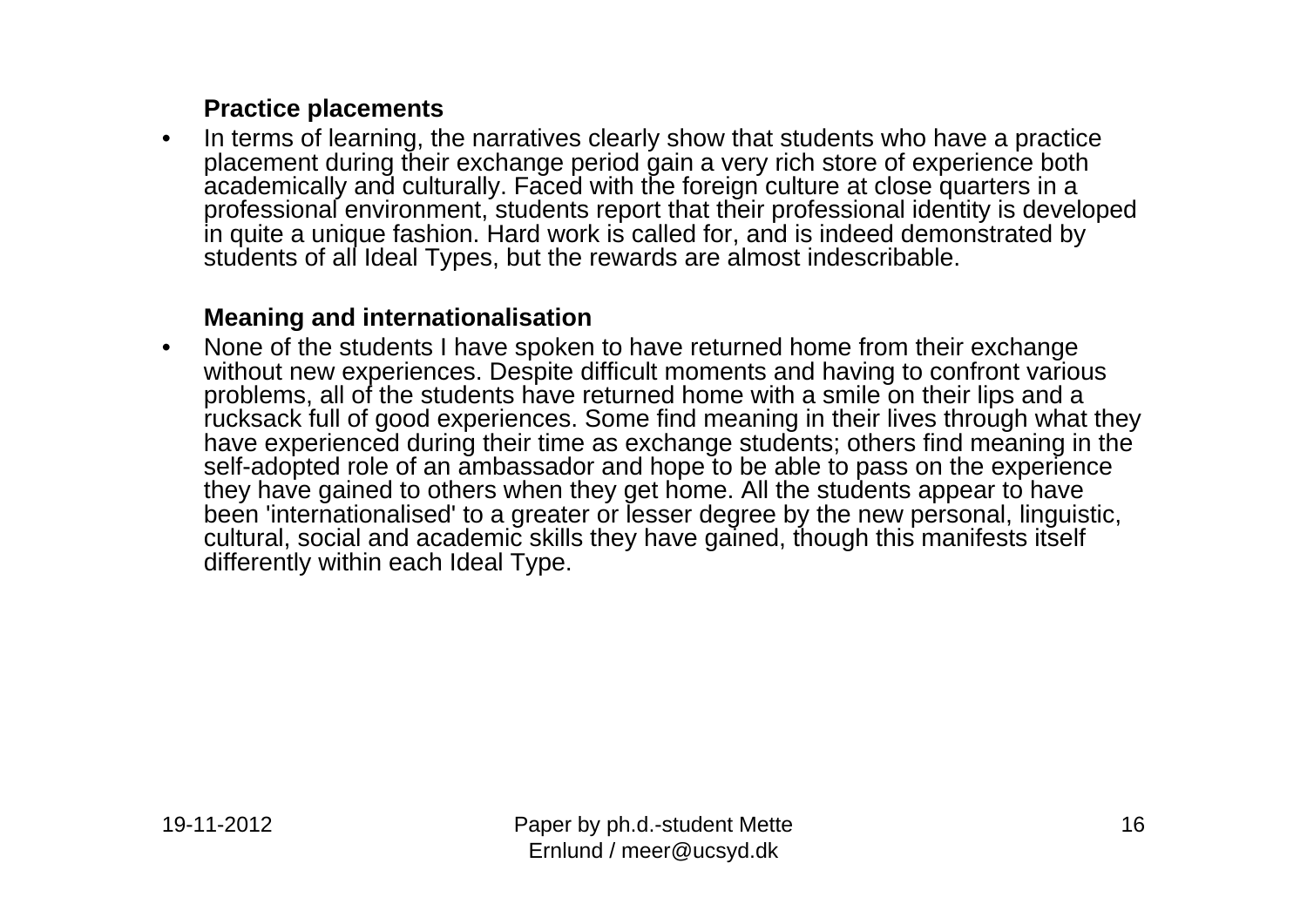**Practice placements**

- In terms of learning, the narratives clearly show that students who have a practice placement during their exchange period gain a very rich store of experience both academically and culturally. Faced with the foreign culture at close quarters in a professional environment, students report that their professional identity is developed in quite a unique fashion. Hard work is called for, and is indeed demonstrated by students of all Ideal Types, but the rewards are almost indescribable.

**Meaning and internationalisation**

- None of the students I have spoken to have returned home from their exchange without new experiences. Despite difficult moments and having to confront various problems, all of the students have returned home with a smile on their lips and a rucksack full of good experiences. Some find meaning in their lives through what they have experienced during their time as exchange students; others find meaning in the self-adopted role of an ambassador and hope to be able to pass on the experience they have gained to others when they get home. All the students appear to have been 'internationalised' to a greater or lesser degree by the new personal, linguistic, cultural, social and academic skills they have gained, though this manifests itself differently within each Ideal Type.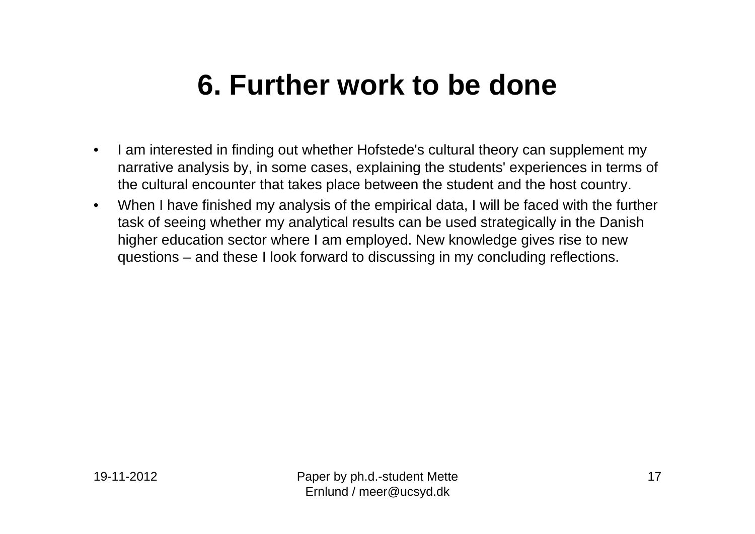# 6. Further work to be done

- I am interested in finding out whether Hofstede's cultural theory can supplement my narrative analysis by, in some cases, explaining the students' experiences in terms of the cultural encounter that takes place between the student and the host country.
- When I have finished my analysis of the empirical data, I will be faced with the further task of seeing whether my analytical results can be used strategically in the Danish higher education sector where I am employed. New knowledge gives rise to new questions – and these I look forward to discussing in my concluding reflections.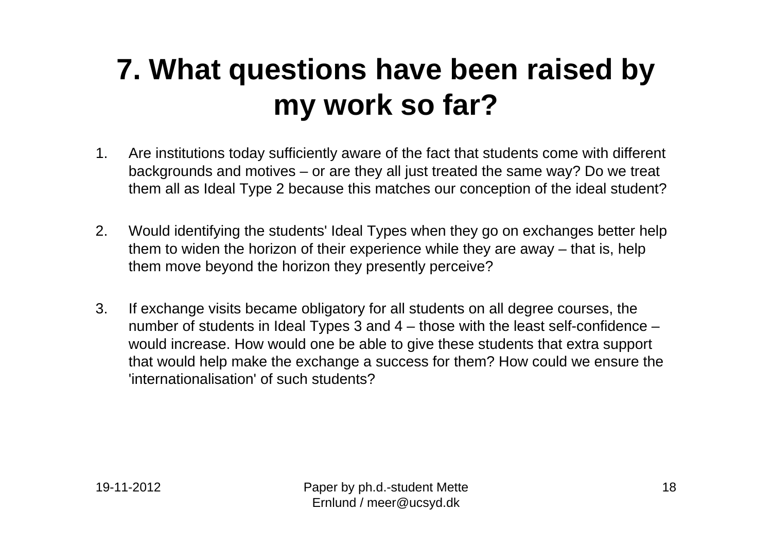# 7. What questions have been raised by my work so far?

1. Are institutions today sufficiently aware of the fact that students come with different backgrounds and motives – or are they all just treated the same way? Do we treat them all as Ideal Type 2 because this matches our conception of the ideal student?

2. Would identifying the students' Ideal Types when they go on exchanges better help them to widen the horizon of their experience while they are away – that is, help them move beyond the horizon they presently perceive?

3. If exchange visits became obligatory for all students on all degree courses, the number of students in Ideal Types 3 and 4 – those with the least self-confidence – would increase. How would one be able to give these students that extra support that would help make the exchange a success for them? How could we ensure the 'internationalisation' of such students?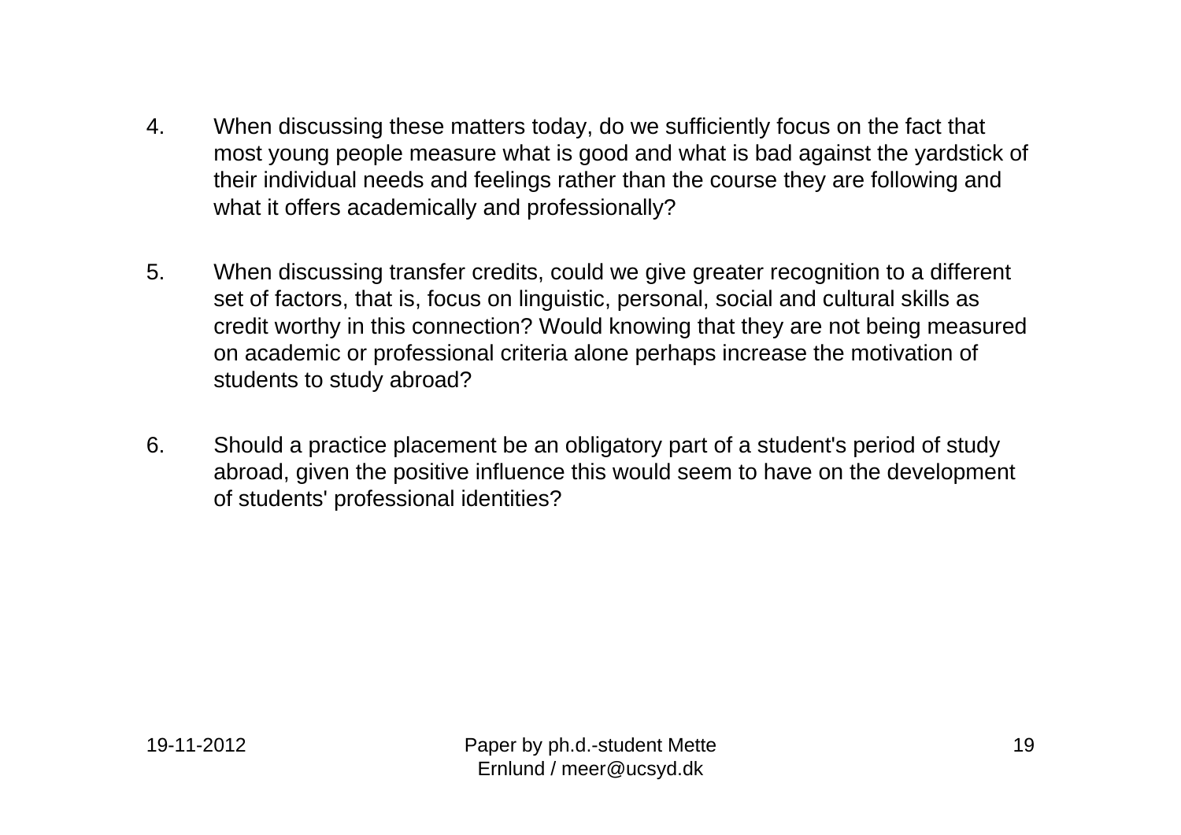4. When discussing these matters today, do we sufficiently focus on the fact that most young people measure what is good and what is bad against the yardstick of their individual needs and feelings rather than the course they are following and what it offers academically and professionally?

5. When discussing transfer credits, could we give greater recognition to a different set of factors, that is, focus on linguistic, personal, social and cultural skills as credit worthy in this connection? Would knowing that they are not being measured on academic or professional criteria alone perhaps increase the motivation of students to study abroad?

6. Should a practice placement be an obligatory part of a student's period of study abroad, given the positive influence this would seem to have on the development of students' professional identities?